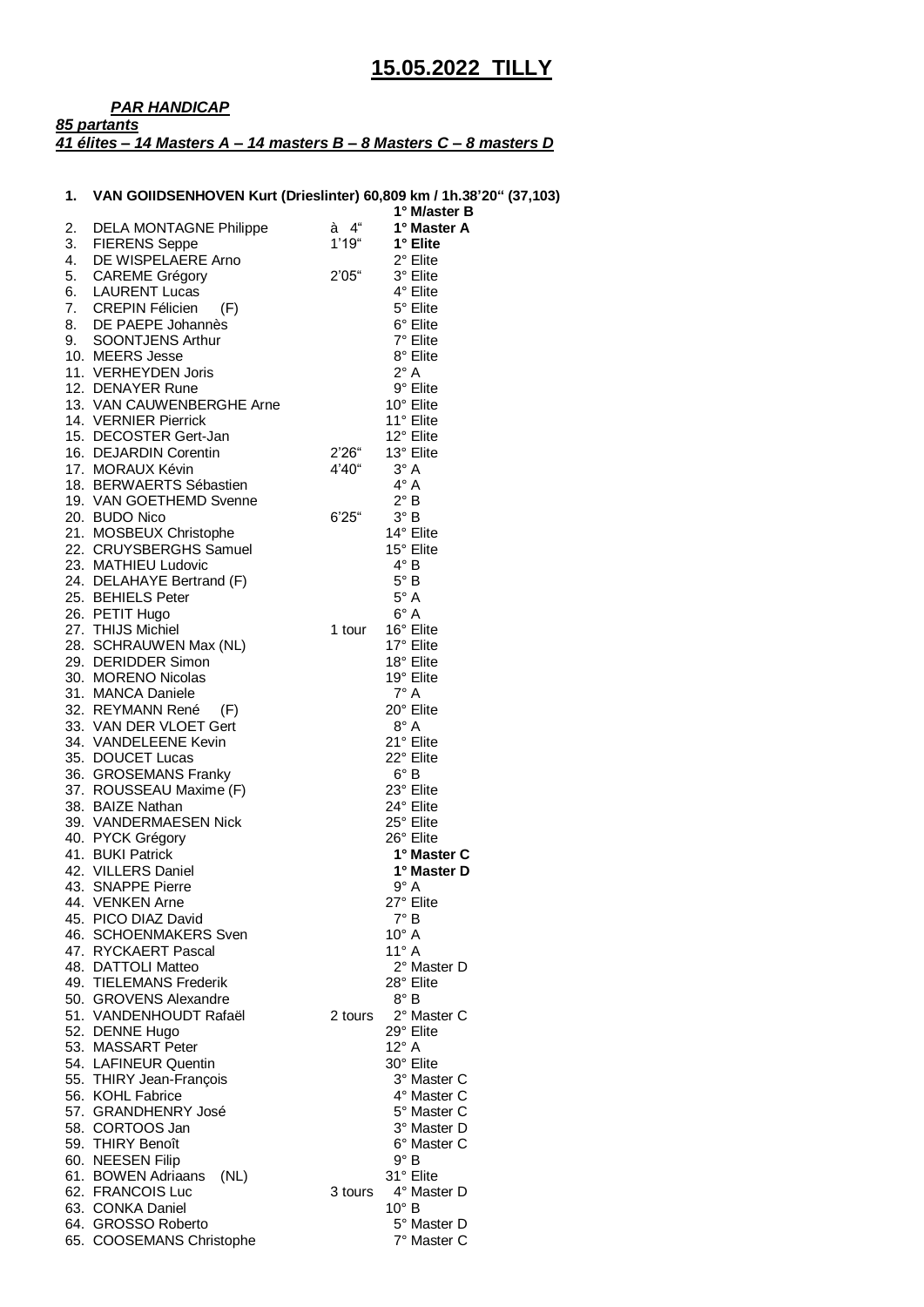# 15.05.2022 TILLY

***PAR HANDICAP***

***85 partants***

***41 élites – 14 Masters A – 14 masters B – 8 Masters C – 8 masters D***

**1. VAN GOIIDSENHOVEN Kurt (Drieslinter) 60,809 km / 1h.38'20" (37,103)** **1° M/aster B**

| | | | |
|---|---|---|---|
| 2. | DELA MONTAGNE Philippe | à 4" | **1° Master A** |
| 3. | FIERENS Seppe | 1'19" | **1° Elite** |
| 4. | DE WISPELAERE Arno | | 2° Elite |
| 5. | CAREME Grégory | 2'05" | 3° Elite |
| 6. | LAURENT Lucas | | 4° Elite |
| 7. | CREPIN Félicien (F) | | 5° Elite |
| 8. | DE PAEPE Johannès | | 6° Elite |
| 9. | SOONTJENS Arthur | | 7° Elite |
| 10. | MEERS Jesse | | 8° Elite |
| 11. | VERHEYDEN Joris | | 2° A |
| 12. | DENAYER Rune | | 9° Elite |
| 13. | VAN CAUWENBERGHE Arne | | 10° Elite |
| 14. | VERNIER Pierrick | | 11° Elite |
| 15. | DECOSTER Gert-Jan | | 12° Elite |
| 16. | DEJARDIN Corentin | 2'26" | 13° Elite |
| 17. | MORAUX Kévin | 4'40" | 3° A |
| 18. | BERWAERTS Sébastien | | 4° A |
| 19. | VAN GOETHEMD Svenne | | 2° B |
| 20. | BUDO Nico | 6'25" | 3° B |
| 21. | MOSBEUX Christophe | | 14° Elite |
| 22. | CRUYSBERGHS Samuel | | 15° Elite |
| 23. | MATHIEU Ludovic | | 4° B |
| 24. | DELAHAYE Bertrand (F) | | 5° B |
| 25. | BEHIELS Peter | | 5° A |
| 26. | PETIT Hugo | | 6° A |
| 27. | THIJS Michiel | 1 tour | 16° Elite |
| 28. | SCHRAUWEN Max (NL) | | 17° Elite |
| 29. | DERIDDER Simon | | 18° Elite |
| 30. | MORENO Nicolas | | 19° Elite |
| 31. | MANCA Daniele | | 7° A |
| 32. | REYMANN René (F) | | 20° Elite |
| 33. | VAN DER VLOET Gert | | 8° A |
| 34. | VANDELEENE Kevin | | 21° Elite |
| 35. | DOUCET Lucas | | 22° Elite |
| 36. | GROSEMANS Franky | | 6° B |
| 37. | ROUSSEAU Maxime (F) | | 23° Elite |
| 38. | BAIZE Nathan | | 24° Elite |
| 39. | VANDERMAESEN Nick | | 25° Elite |
| 40. | PYCK Grégory | | 26° Elite |
| 41. | BUKI Patrick | | **1° Master C** |
| 42. | VILLERS Daniel | | **1° Master D** |
| 43. | SNAPPE Pierre | | 9° A |
| 44. | VENKEN Arne | | 27° Elite |
| 45. | PICO DIAZ David | | 7° B |
| 46. | SCHOENMAKERS Sven | | 10° A |
| 47. | RYCKAERT Pascal | | 11° A |
| 48. | DATTOLI Matteo | | 2° Master D |
| 49. | TIELEMANS Frederik | | 28° Elite |
| 50. | GROVENS Alexandre | | 8° B |
| 51. | VANDENHOUDT Rafaël | 2 tours | 2° Master C |
| 52. | DENNE Hugo | | 29° Elite |
| 53. | MASSART Peter | | 12° A |
| 54. | LAFINEUR Quentin | | 30° Elite |
| 55. | THIRY Jean-François | | 3° Master C |
| 56. | KOHL Fabrice | | 4° Master C |
| 57. | GRANDHENRY José | | 5° Master C |
| 58. | CORTOOS Jan | | 3° Master D |
| 59. | THIRY Benoît | | 6° Master C |
| 60. | NEESEN Filip | | 9° B |
| 61. | BOWEN Adriaans (NL) | | 31° Elite |
| 62. | FRANCOIS Luc | 3 tours | 4° Master D |
| 63. | CONKA Daniel | | 10° B |
| 64. | GROSSO Roberto | | 5° Master D |
| 65. | COOSEMANS Christophe | | 7° Master C |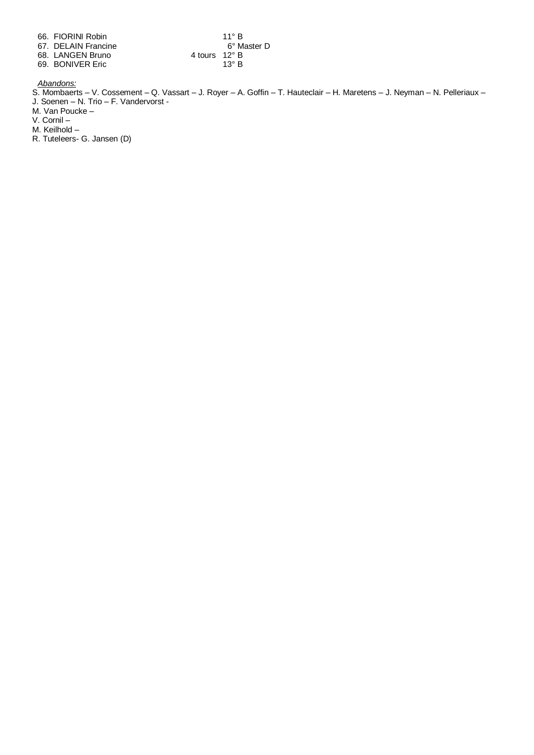| | | | |
|---|---|---|---|
| 66. | FIORINI Robin | | 11° B |
| 67. | DELAIN Francine | | 6° Master D |
| 68. | LANGEN Bruno | 4 tours | 12° B |
| 69. | BONIVER Eric | | 13° B |

*Abandons:*

S. Mombaerts – V. Cossement – Q. Vassart – J. Royer – A. Goffin – T. Hauteclair – H. Maretens – J. Neyman – N. Pelleriaux – J. Soenen – N. Trio – F. Vandervorst -
M. Van Poucke –
V. Cornil –
M. Keilhold –
R. Tuteleers- G. Jansen (D)